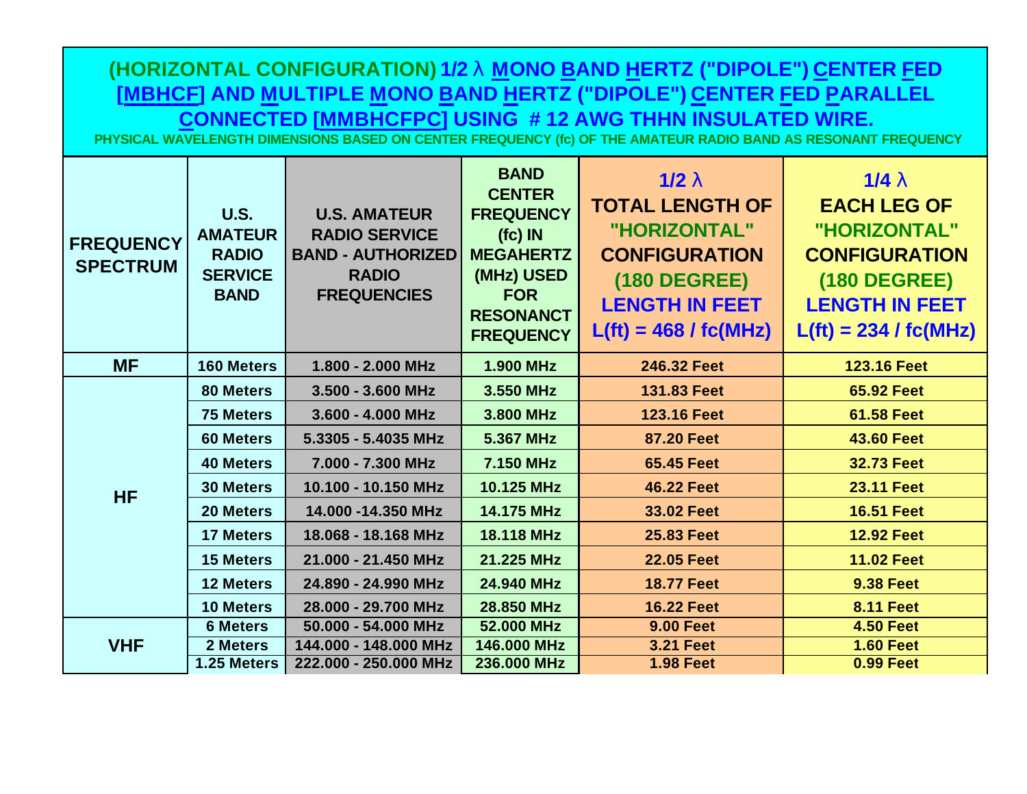# (HORIZONTAL CONFIGURATION) 1/2 λ MONO BAND HERTZ ("DIPOLE") CENTER FED [MBHCF] AND MULTIPLE MONO BAND HERTZ ("DIPOLE") CENTER FED PARALLEL CONNECTED [MMBHCFPC] USING # 12 AWG THHN INSULATED WIRE.

PHYSICAL WAVELENGTH DIMENSIONS BASED ON CENTER FREQUENCY (fc) OF THE AMATEUR RADIO BAND AS RESONANT FREQUENCY

| FREQUENCY SPECTRUM | U.S. AMATEUR RADIO SERVICE BAND | U.S. AMATEUR RADIO SERVICE BAND - AUTHORIZED RADIO FREQUENCIES | BAND CENTER FREQUENCY (fc) IN MEGAHERTZ (MHz) USED FOR RESONANCT FREQUENCY | 1/2 λ TOTAL LENGTH OF "HORIZONTAL" CONFIGURATION (180 DEGREE) LENGTH IN FEET L(ft) = 468 / fc(MHz) | 1/4 λ EACH LEG OF "HORIZONTAL" CONFIGURATION (180 DEGREE) LENGTH IN FEET L(ft) = 234 / fc(MHz) |
|---|---|---|---|---|---|
| MF | 160 Meters | 1.800 - 2.000 MHz | 1.900 MHz | 246.32 Feet | 123.16 Feet |
| HF | 80 Meters | 3.500 - 3.600 MHz | 3.550 MHz | 131.83 Feet | 65.92 Feet |
| | 75 Meters | 3.600 - 4.000 MHz | 3.800 MHz | 123.16 Feet | 61.58 Feet |
| | 60 Meters | 5.3305 - 5.4035 MHz | 5.367 MHz | 87.20 Feet | 43.60 Feet |
| | 40 Meters | 7.000 - 7.300 MHz | 7.150 MHz | 65.45 Feet | 32.73 Feet |
| | 30 Meters | 10.100 - 10.150 MHz | 10.125 MHz | 46.22 Feet | 23.11 Feet |
| | 20 Meters | 14.000 -14.350 MHz | 14.175 MHz | 33.02 Feet | 16.51 Feet |
| | 17 Meters | 18.068 - 18.168 MHz | 18.118 MHz | 25.83 Feet | 12.92 Feet |
| | 15 Meters | 21.000 - 21.450 MHz | 21.225 MHz | 22.05 Feet | 11.02 Feet |
| | 12 Meters | 24.890 - 24.990 MHz | 24.940 MHz | 18.77 Feet | 9.38 Feet |
| | 10 Meters | 28.000 - 29.700 MHz | 28.850 MHz | 16.22 Feet | 8.11 Feet |
| VHF | 6 Meters | 50.000 - 54.000 MHz | 52.000 MHz | 9.00 Feet | 4.50 Feet |
| | 2 Meters | 144.000 - 148.000 MHz | 146.000 MHz | 3.21 Feet | 1.60 Feet |
| | 1.25 Meters | 222.000 - 250.000 MHz | 236.000 MHz | 1.98 Feet | 0.99 Feet |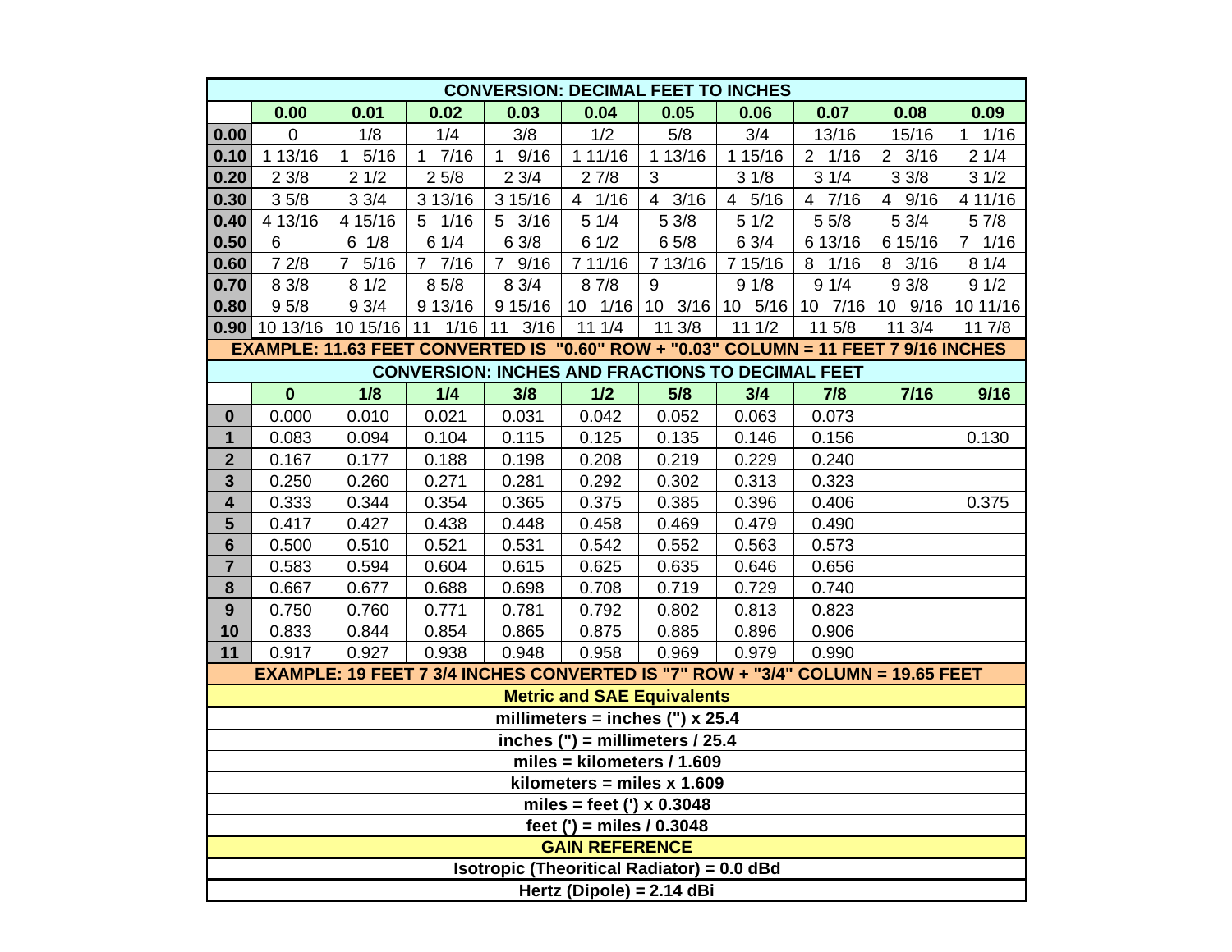| CONVERSION: DECIMAL FEET TO INCHES | | | | | | | | | | |
|---|---|---|---|---|---|---|---|---|---|---|
| | **0.00** | **0.01** | **0.02** | **0.03** | **0.04** | **0.05** | **0.06** | **0.07** | **0.08** | **0.09** |
| **0.00** | 0 | 1/8 | 1/4 | 3/8 | 1/2 | 5/8 | 3/4 | 13/16 | 15/16 | 1 1/16 |
| **0.10** | 1 13/16 | 1 5/16 | 1 7/16 | 1 9/16 | 1 11/16 | 1 13/16 | 1 15/16 | 2 1/16 | 2 3/16 | 2 1/4 |
| **0.20** | 2 3/8 | 2 1/2 | 2 5/8 | 2 3/4 | 2 7/8 | 3 | 3 1/8 | 3 1/4 | 3 3/8 | 3 1/2 |
| **0.30** | 3 5/8 | 3 3/4 | 3 13/16 | 3 15/16 | 4 1/16 | 4 3/16 | 4 5/16 | 4 7/16 | 4 9/16 | 4 11/16 |
| **0.40** | 4 13/16 | 4 15/16 | 5 1/16 | 5 3/16 | 5 1/4 | 5 3/8 | 5 1/2 | 5 5/8 | 5 3/4 | 5 7/8 |
| **0.50** | 6 | 6 1/8 | 6 1/4 | 6 3/8 | 6 1/2 | 6 5/8 | 6 3/4 | 6 13/16 | 6 15/16 | 7 1/16 |
| **0.60** | 7 2/8 | 7 5/16 | 7 7/16 | 7 9/16 | 7 11/16 | 7 13/16 | 7 15/16 | 8 1/16 | 8 3/16 | 8 1/4 |
| **0.70** | 8 3/8 | 8 1/2 | 8 5/8 | 8 3/4 | 8 7/8 | 9 | 9 1/8 | 9 1/4 | 9 3/8 | 9 1/2 |
| **0.80** | 9 5/8 | 9 3/4 | 9 13/16 | 9 15/16 | 10 1/16 | 10 3/16 | 10 5/16 | 10 7/16 | 10 9/16 | 10 11/16 |
| **0.90** | 10 13/16 | 10 15/16 | 11 1/16 | 11 3/16 | 11 1/4 | 11 3/8 | 11 1/2 | 11 5/8 | 11 3/4 | 11 7/8 |

**EXAMPLE: 11.63 FEET CONVERTED IS "0.60" ROW + "0.03" COLUMN = 11 FEET 7 9/16 INCHES**

| CONVERSION: INCHES AND FRACTIONS TO DECIMAL FEET | | | | | | | | | | |
|---|---|---|---|---|---|---|---|---|---|---|
| | **0** | **1/8** | **1/4** | **3/8** | **1/2** | **5/8** | **3/4** | **7/8** | **7/16** | **9/16** |
| **0** | 0.000 | 0.010 | 0.021 | 0.031 | 0.042 | 0.052 | 0.063 | 0.073 | | |
| **1** | 0.083 | 0.094 | 0.104 | 0.115 | 0.125 | 0.135 | 0.146 | 0.156 | | 0.130 |
| **2** | 0.167 | 0.177 | 0.188 | 0.198 | 0.208 | 0.219 | 0.229 | 0.240 | | |
| **3** | 0.250 | 0.260 | 0.271 | 0.281 | 0.292 | 0.302 | 0.313 | 0.323 | | |
| **4** | 0.333 | 0.344 | 0.354 | 0.365 | 0.375 | 0.385 | 0.396 | 0.406 | | 0.375 |
| **5** | 0.417 | 0.427 | 0.438 | 0.448 | 0.458 | 0.469 | 0.479 | 0.490 | | |
| **6** | 0.500 | 0.510 | 0.521 | 0.531 | 0.542 | 0.552 | 0.563 | 0.573 | | |
| **7** | 0.583 | 0.594 | 0.604 | 0.615 | 0.625 | 0.635 | 0.646 | 0.656 | | |
| **8** | 0.667 | 0.677 | 0.688 | 0.698 | 0.708 | 0.719 | 0.729 | 0.740 | | |
| **9** | 0.750 | 0.760 | 0.771 | 0.781 | 0.792 | 0.802 | 0.813 | 0.823 | | |
| **10** | 0.833 | 0.844 | 0.854 | 0.865 | 0.875 | 0.885 | 0.896 | 0.906 | | |
| **11** | 0.917 | 0.927 | 0.938 | 0.948 | 0.958 | 0.969 | 0.979 | 0.990 | | |

**EXAMPLE: 19 FEET 7 3/4 INCHES CONVERTED IS "7" ROW + "3/4" COLUMN = 19.65 FEET**

**Metric and SAE Equivalents**

**millimeters = inches (") x 25.4**

**inches (") = millimeters / 25.4**

**miles = kilometers / 1.609**

**kilometers = miles x 1.609**

**miles = feet (') x 0.3048**

**feet (') = miles / 0.3048**

**GAIN REFERENCE**

**Isotropic (Theoritical Radiator) = 0.0 dBd**

**Hertz (Dipole) = 2.14 dBi**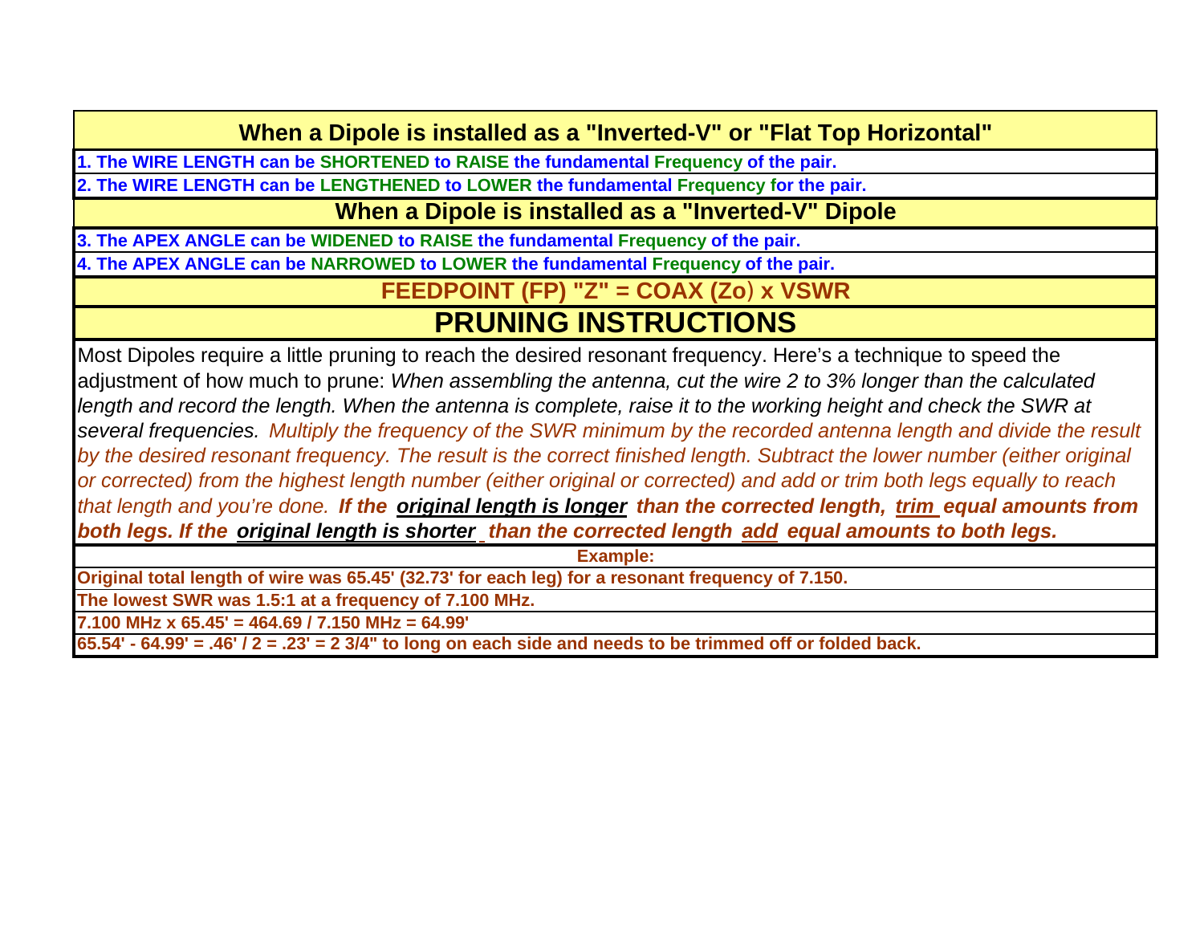## When a Dipole is installed as a "Inverted-V" or "Flat Top Horizontal"

**1. The WIRE LENGTH can be SHORTENED to RAISE the fundamental Frequency of the pair.**

**2. The WIRE LENGTH can be LENGTHENED to LOWER the fundamental Frequency for the pair.**

## When a Dipole is installed as a "Inverted-V" Dipole

**3. The APEX ANGLE can be WIDENED to RAISE the fundamental Frequency of the pair.**

**4. The APEX ANGLE can be NARROWED to LOWER the fundamental Frequency of the pair.**

### FEEDPOINT (FP) "Z" = COAX (Zo) x VSWR

# PRUNING INSTRUCTIONS

Most Dipoles require a little pruning to reach the desired resonant frequency. Here's a technique to speed the adjustment of how much to prune: *When assembling the antenna, cut the wire 2 to 3% longer than the calculated length and record the length. When the antenna is complete, raise it to the working height and check the SWR at several frequencies. Multiply the frequency of the SWR minimum by the recorded antenna length and divide the result by the desired resonant frequency. The result is the correct finished length. Subtract the lower number (either original or corrected) from the highest length number (either original or corrected) and add or trim both legs equally to reach that length and you're done.* ***If the original length is longer than the corrected length, trim equal amounts from both legs. If the original length is shorter than the corrected length add equal amounts to both legs.***

**Example:**

**Original total length of wire was 65.45' (32.73' for each leg) for a resonant frequency of 7.150.**

**The lowest SWR was 1.5:1 at a frequency of 7.100 MHz.**

**7.100 MHz x 65.45' = 464.69 / 7.150 MHz = 64.99'**

**65.54' - 64.99' = .46' / 2 = .23' = 2 3/4" to long on each side and needs to be trimmed off or folded back.**